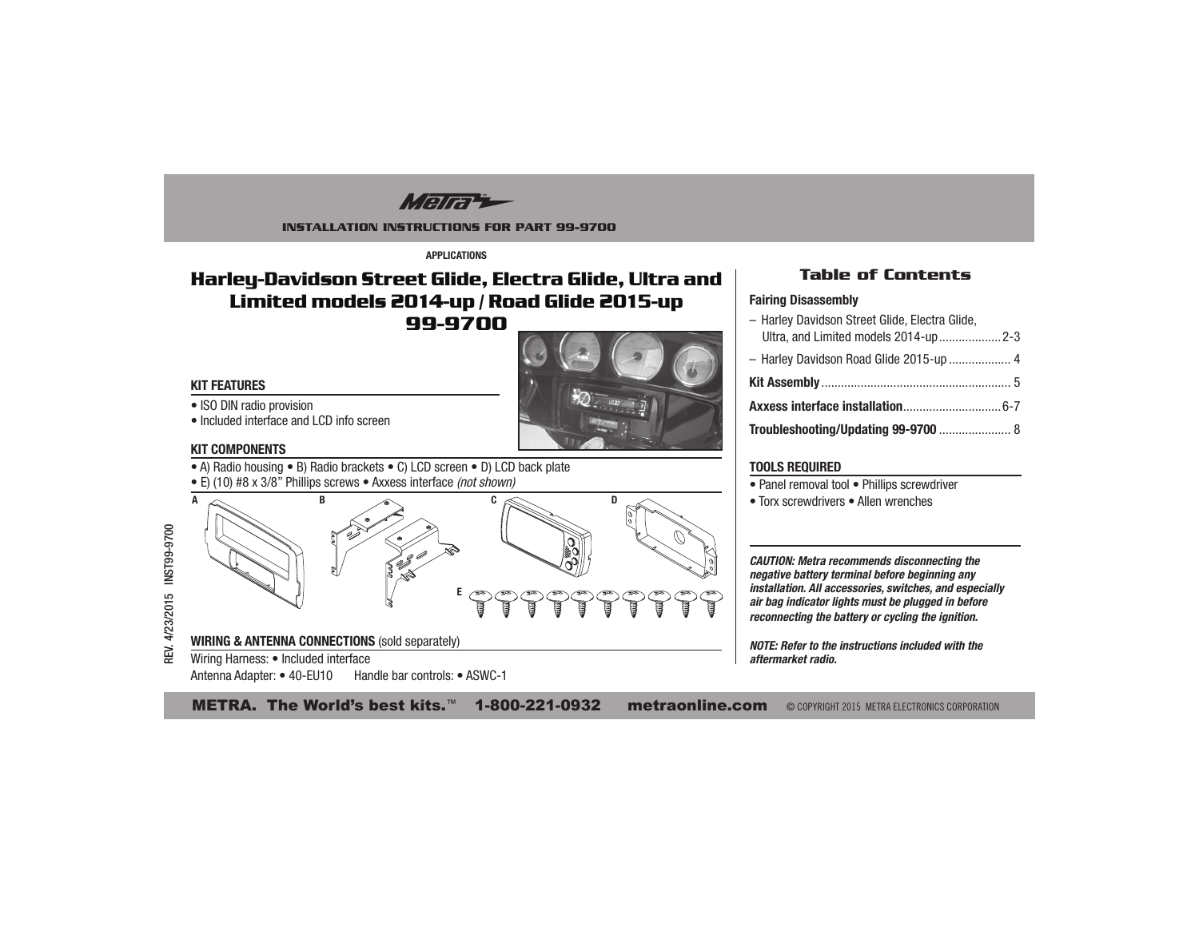INSTALLATION INSTRUCTIONS FOR PART 99-9700

APPLICATIONS

# Harley-Davidson Street Glide, Electra Glide, Ultra and Limited models 2014-up / Road Glide 2015-up 99-9700

### KIT FEATURES

- ISO DIN radio provision
- Included interface and LCD info screen

### KIT COMPONENTS

- A) Radio housing • B) Radio brackets • C) LCD screen • D) LCD back plate
- E) (10) #8 x 3/8" Phillips screws • Axxess interface *(not shown)*

A B C D E

### WIRING & ANTENNA CONNECTIONS (sold separately)

Wiring Harness: • Included interface
Antenna Adapter: • 40-EU10 Handle bar controls: • ASWC-1

## Table of Contents

**Fairing Disassembly**
- Harley Davidson Street Glide, Electra Glide, Ultra, and Limited models 2014-up .................. 2-3
- Harley Davidson Road Glide 2015-up .................. 4

**Kit Assembly** .......................................................... 5

**Axxess interface installation** .............................. 6-7

**Troubleshooting/Updating 99-9700** ...................... 8

### TOOLS REQUIRED

- Panel removal tool • Phillips screwdriver
- Torx screwdrivers • Allen wrenches

***CAUTION: Metra recommends disconnecting the negative battery terminal before beginning any installation. All accessories, switches, and especially air bag indicator lights must be plugged in before reconnecting the battery or cycling the ignition.***

***NOTE: Refer to the instructions included with the aftermarket radio.***

REV. 4/23/2015 INST99-9700

METRA. The World's best kits.™ 1-800-221-0932 metraonline.com © COPYRIGHT 2015 METRA ELECTRONICS CORPORATION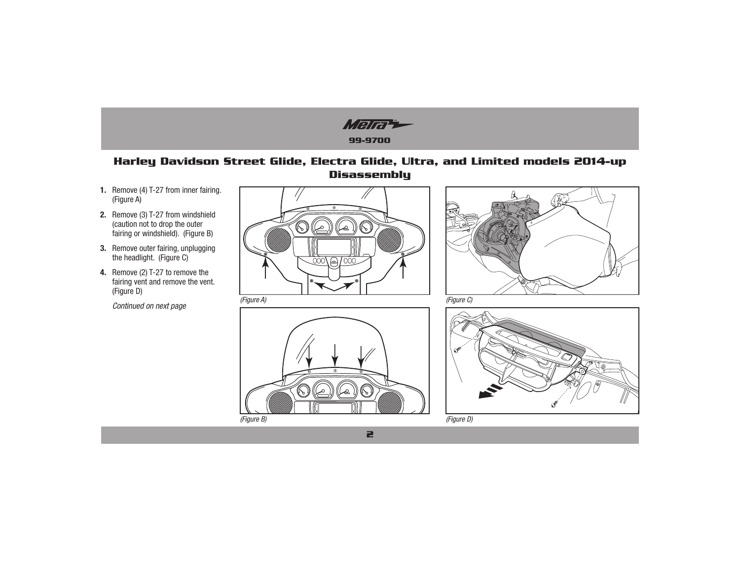# Harley Davidson Street Glide, Electra Glide, Ultra, and Limited models 2014-up Disassembly

1. Remove (4) T-27 from inner fairing. (Figure A)
2. Remove (3) T-27 from windshield (caution not to drop the outer fairing or windshield). (Figure B)
3. Remove outer fairing, unplugging the headlight. (Figure C)
4. Remove (2) T-27 to remove the fairing vent and remove the vent. (Figure D)

*Continued on next page*

*(Figure A)*

*(Figure B)*

*(Figure C)*

*(Figure D)*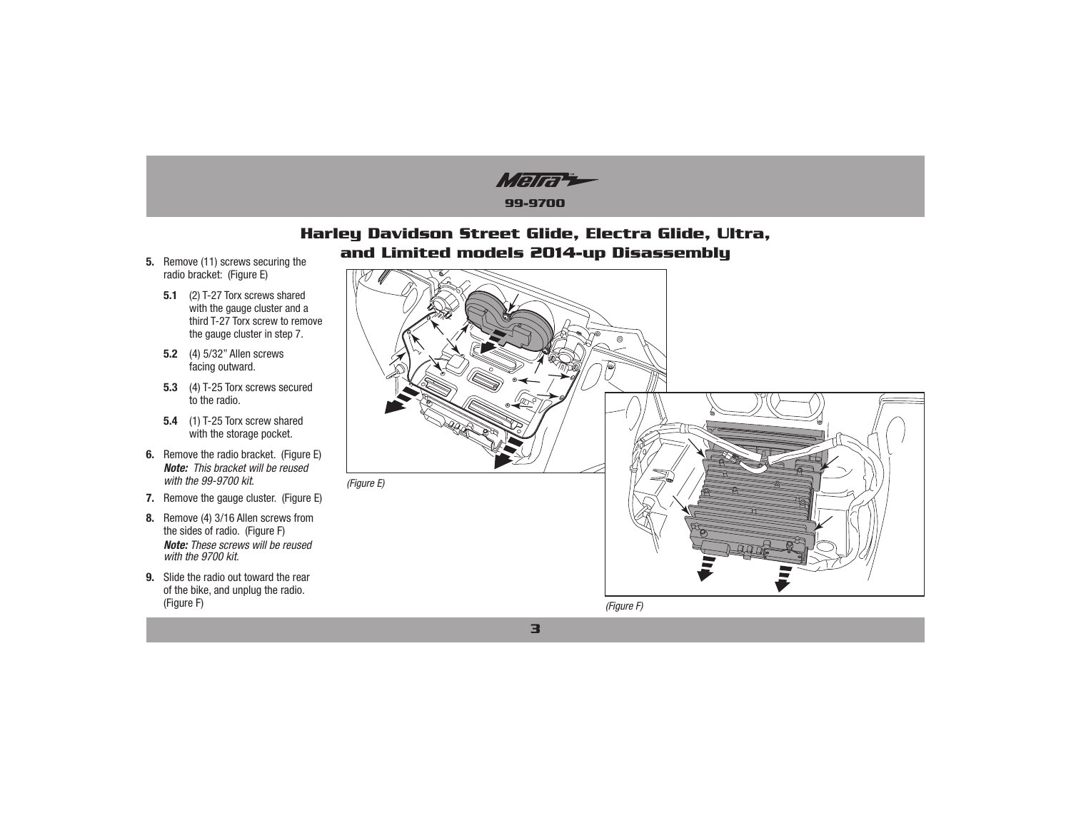## Harley Davidson Street Glide, Electra Glide, Ultra, and Limited models 2014-up Disassembly

**5.** Remove (11) screws securing the radio bracket: (Figure E)

- **5.1** (2) T-27 Torx screws shared with the gauge cluster and a third T-27 Torx screw to remove the gauge cluster in step 7.
- **5.2** (4) 5/32" Allen screws facing outward.
- **5.3** (4) T-25 Torx screws secured to the radio.
- **5.4** (1) T-25 Torx screw shared with the storage pocket.

**6.** Remove the radio bracket. (Figure E)
***Note:*** *This bracket will be reused with the 99-9700 kit.*

**7.** Remove the gauge cluster. (Figure E)

**8.** Remove (4) 3/16 Allen screws from the sides of radio. (Figure F)
***Note:*** *These screws will be reused with the 9700 kit.*

**9.** Slide the radio out toward the rear of the bike, and unplug the radio. (Figure F)

*(Figure E)*

*(Figure F)*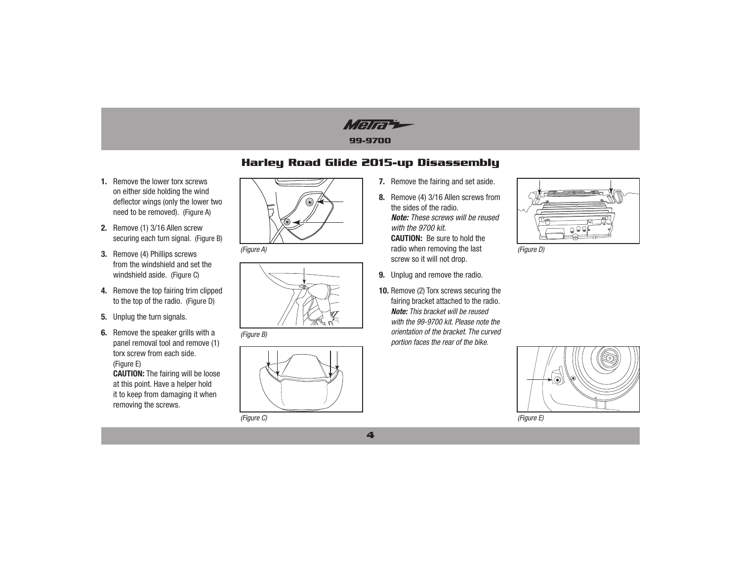## Harley Road Glide 2015-up Disassembly

1. Remove the lower torx screws on either side holding the wind deflector wings (only the lower two need to be removed). (Figure A)
2. Remove (1) 3/16 Allen screw securing each turn signal. (Figure B)
3. Remove (4) Phillips screws from the windshield and set the windshield aside. (Figure C)
4. Remove the top fairing trim clipped to the top of the radio. (Figure D)
5. Unplug the turn signals.
6. Remove the speaker grills with a panel removal tool and remove (1) torx screw from each side. (Figure E)
   **CAUTION:** The fairing will be loose at this point. Have a helper hold it to keep from damaging it when removing the screws.

*(Figure A)*

*(Figure B)*

*(Figure C)*

7. Remove the fairing and set aside.
8. Remove (4) 3/16 Allen screws from the sides of the radio.
   ***Note:*** *These screws will be reused with the 9700 kit.*
   **CAUTION:** Be sure to hold the radio when removing the last screw so it will not drop.
9. Unplug and remove the radio.
10. Remove (2) Torx screws securing the fairing bracket attached to the radio.
    ***Note:*** *This bracket will be reused with the 99-9700 kit. Please note the orientation of the bracket. The curved portion faces the rear of the bike.*

*(Figure D)*

*(Figure E)*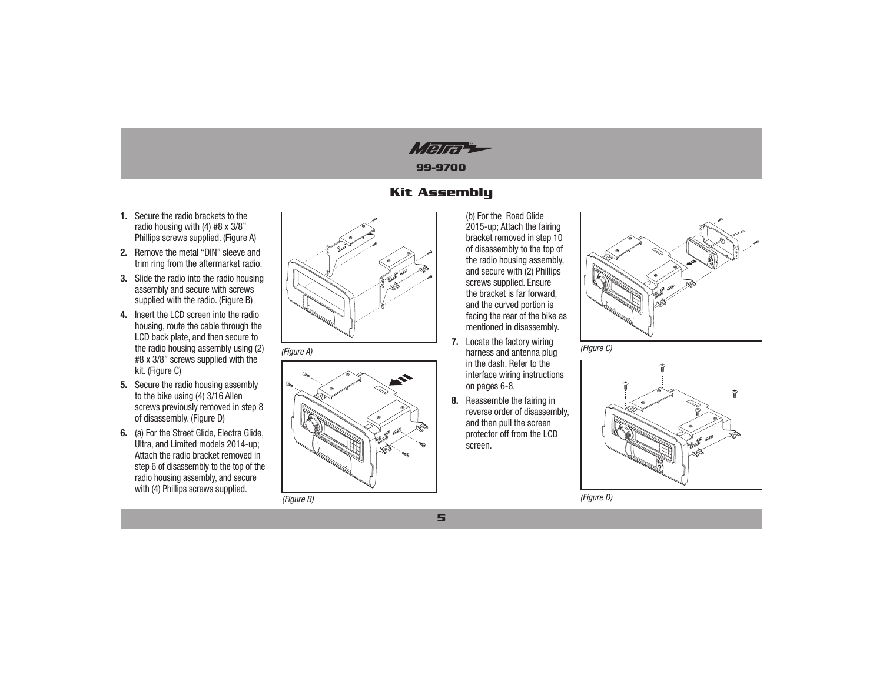## Kit Assembly

1. Secure the radio brackets to the radio housing with (4) #8 x 3/8" Phillips screws supplied. (Figure A)
2. Remove the metal "DIN" sleeve and trim ring from the aftermarket radio.
3. Slide the radio into the radio housing assembly and secure with screws supplied with the radio. (Figure B)
4. Insert the LCD screen into the radio housing, route the cable through the LCD back plate, and then secure to the radio housing assembly using (2) #8 x 3/8" screws supplied with the kit. (Figure C)
5. Secure the radio housing assembly to the bike using (4) 3/16 Allen screws previously removed in step 8 of disassembly. (Figure D)
6. (a) For the Street Glide, Electra Glide, Ultra, and Limited models 2014-up; Attach the radio bracket removed in step 6 of disassembly to the top of the radio housing assembly, and secure with (4) Phillips screws supplied.

   (b) For the Road Glide 2015-up; Attach the fairing bracket removed in step 10 of disassembly to the top of the radio housing assembly, and secure with (2) Phillips screws supplied. Ensure the bracket is far forward, and the curved portion is facing the rear of the bike as mentioned in disassembly.
7. Locate the factory wiring harness and antenna plug in the dash. Refer to the interface wiring instructions on pages 6-8.
8. Reassemble the fairing in reverse order of disassembly, and then pull the screen protector off from the LCD screen.

*(Figure A)*

*(Figure B)*

*(Figure C)*

*(Figure D)*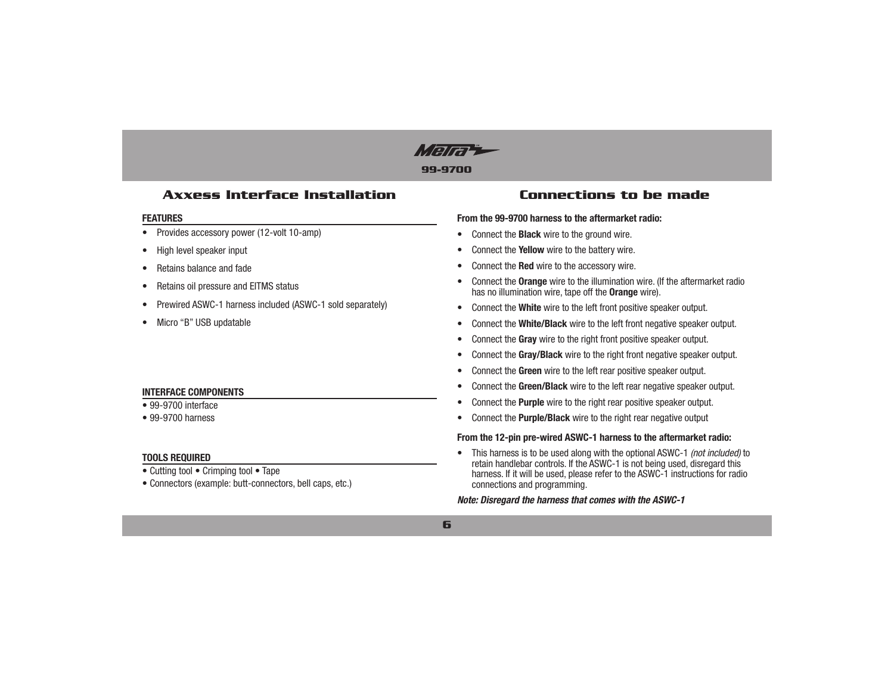## Axxess Interface Installation

**FEATURES**

- Provides accessory power (12-volt 10-amp)
- High level speaker input
- Retains balance and fade
- Retains oil pressure and EITMS status
- Prewired ASWC-1 harness included (ASWC-1 sold separately)
- Micro "B" USB updatable

**INTERFACE COMPONENTS**

- 99-9700 interface
- 99-9700 harness

**TOOLS REQUIRED**

- Cutting tool • Crimping tool • Tape
- Connectors (example: butt-connectors, bell caps, etc.)

## Connections to be made

**From the 99-9700 harness to the aftermarket radio:**

- Connect the **Black** wire to the ground wire.
- Connect the **Yellow** wire to the battery wire.
- Connect the **Red** wire to the accessory wire.
- Connect the **Orange** wire to the illumination wire. (If the aftermarket radio has no illumination wire, tape off the **Orange** wire).
- Connect the **White** wire to the left front positive speaker output.
- Connect the **White/Black** wire to the left front negative speaker output.
- Connect the **Gray** wire to the right front positive speaker output.
- Connect the **Gray/Black** wire to the right front negative speaker output.
- Connect the **Green** wire to the left rear positive speaker output.
- Connect the **Green/Black** wire to the left rear negative speaker output.
- Connect the **Purple** wire to the right rear positive speaker output.
- Connect the **Purple/Black** wire to the right rear negative output

**From the 12-pin pre-wired ASWC-1 harness to the aftermarket radio:**

- This harness is to be used along with the optional ASWC-1 *(not included)* to retain handlebar controls. If the ASWC-1 is not being used, disregard this harness. If it will be used, please refer to the ASWC-1 instructions for radio connections and programming.

***Note: Disregard the harness that comes with the ASWC-1***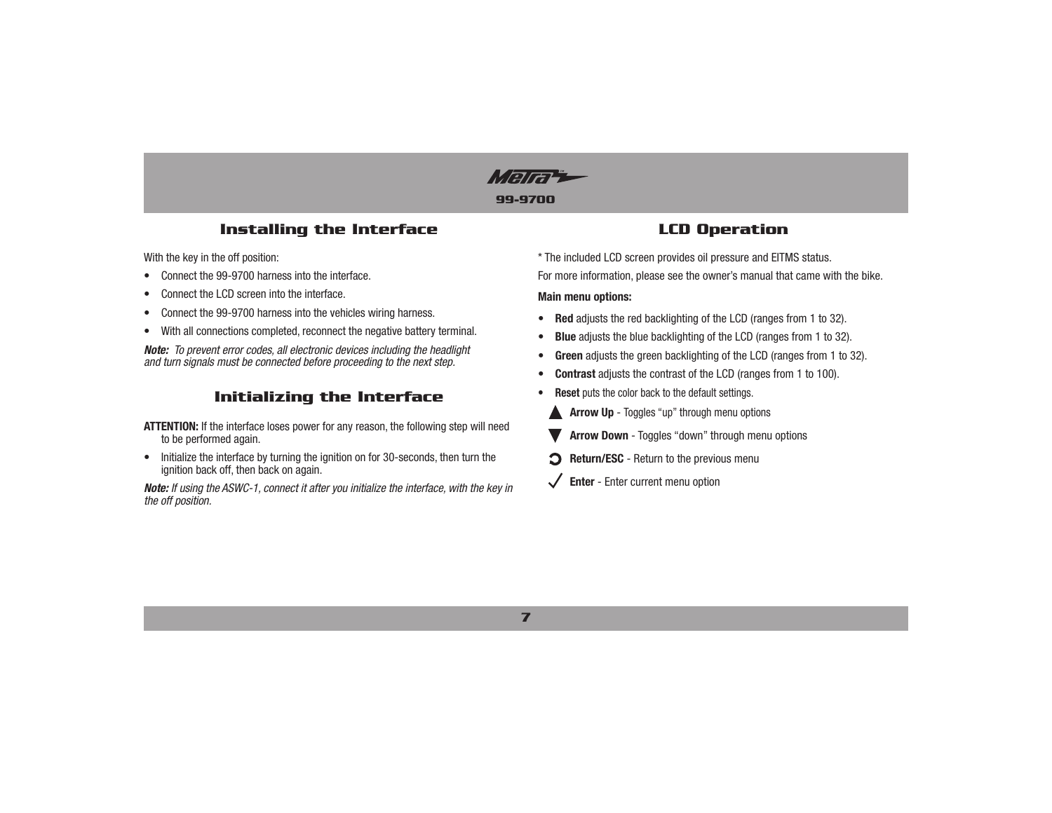## Installing the Interface

With the key in the off position:

- Connect the 99-9700 harness into the interface.
- Connect the LCD screen into the interface.
- Connect the 99-9700 harness into the vehicles wiring harness.
- With all connections completed, reconnect the negative battery terminal.

***Note:*** *To prevent error codes, all electronic devices including the headlight and turn signals must be connected before proceeding to the next step.*

## Initializing the Interface

**ATTENTION:** If the interface loses power for any reason, the following step will need to be performed again.

- Initialize the interface by turning the ignition on for 30-seconds, then turn the ignition back off, then back on again.

***Note:*** *If using the ASWC-1, connect it after you initialize the interface, with the key in the off position.*

## LCD Operation

* The included LCD screen provides oil pressure and EITMS status.

For more information, please see the owner's manual that came with the bike.

**Main menu options:**

- **Red** adjusts the red backlighting of the LCD (ranges from 1 to 32).
- **Blue** adjusts the blue backlighting of the LCD (ranges from 1 to 32).
- **Green** adjusts the green backlighting of the LCD (ranges from 1 to 32).
- **Contrast** adjusts the contrast of the LCD (ranges from 1 to 100).
- **Reset** puts the color back to the default settings.

▲ **Arrow Up** - Toggles "up" through menu options

▼ **Arrow Down** - Toggles "down" through menu options

↺ **Return/ESC** - Return to the previous menu

✓ **Enter** - Enter current menu option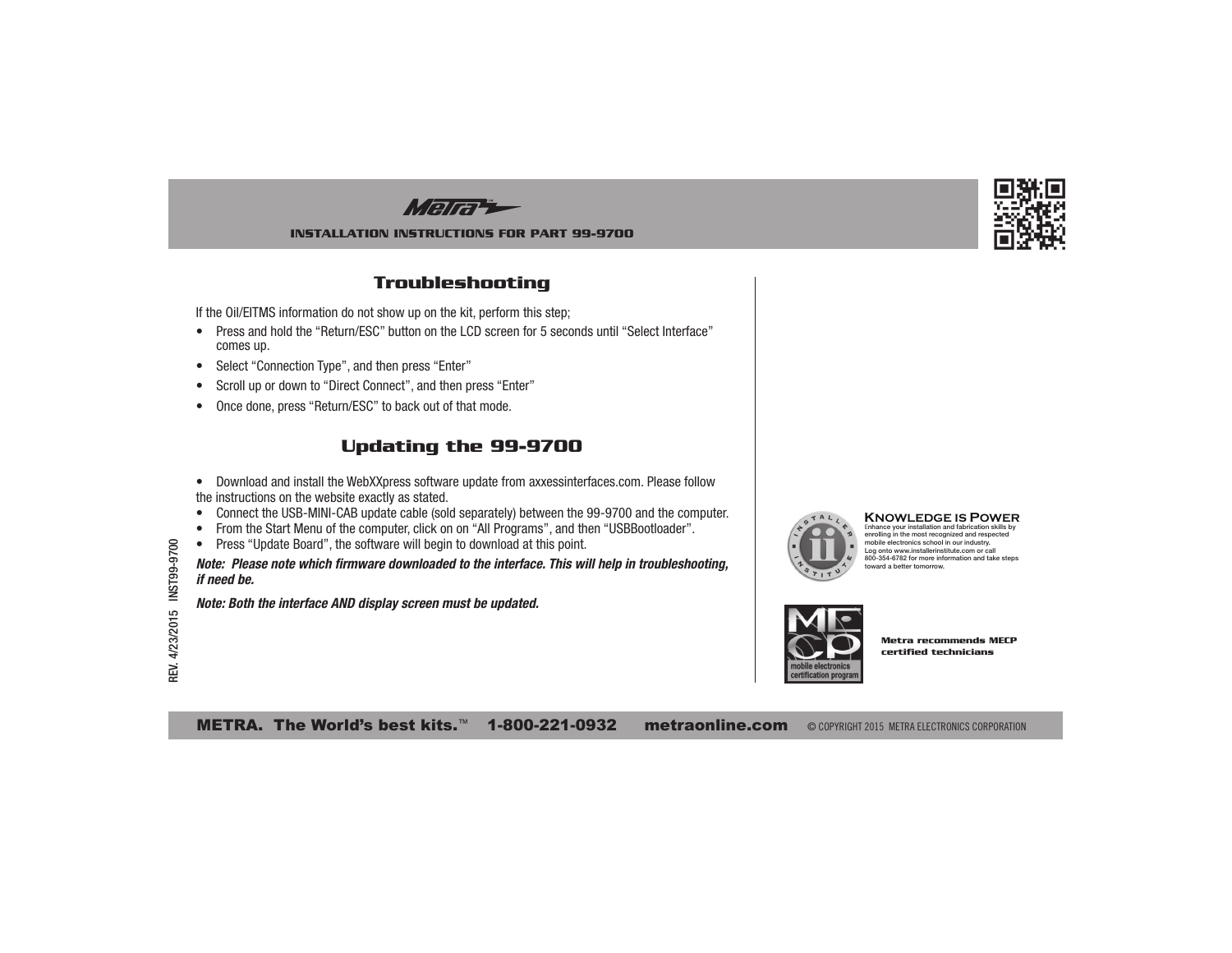## Troubleshooting

If the Oil/EITMS information do not show up on the kit, perform this step;

- Press and hold the "Return/ESC" button on the LCD screen for 5 seconds until "Select Interface" comes up.
- Select "Connection Type", and then press "Enter"
- Scroll up or down to "Direct Connect", and then press "Enter"
- Once done, press "Return/ESC" to back out of that mode.

## Updating the 99-9700

- Download and install the WebXXpress software update from axxessinterfaces.com. Please follow the instructions on the website exactly as stated.
- Connect the USB-MINI-CAB update cable (sold separately) between the 99-9700 and the computer.
- From the Start Menu of the computer, click on on "All Programs", and then "USBBootloader".
- Press "Update Board", the software will begin to download at this point.

***Note: Please note which firmware downloaded to the interface. This will help in troubleshooting, if need be.***

***Note: Both the interface AND display screen must be updated.***

**Knowledge is Power**

Enhance your installation and fabrication skills by enrolling in the most recognized and respected mobile electronics school in our industry. Log onto www.installerinstitute.com or call 800-354-6782 for more information and take steps toward a better tomorrow.

**Metra recommends MECP certified technicians**

REV. 4/23/2015 INST99-9700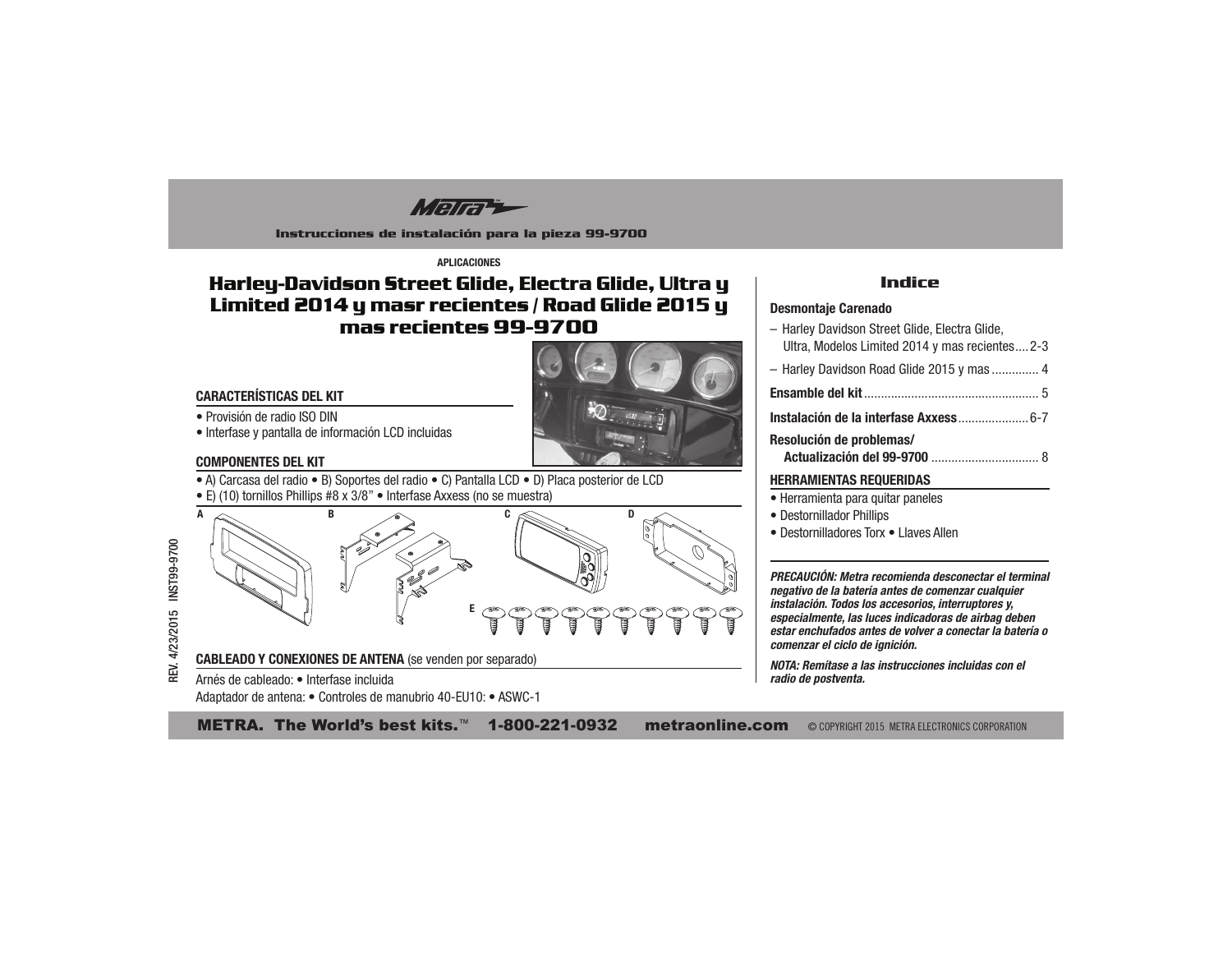Instrucciones de instalación para la pieza 99-9700

APLICACIONES

# Harley-Davidson Street Glide, Electra Glide, Ultra y Limited 2014 y masr recientes / Road Glide 2015 y mas recientes 99-9700

## CARACTERÍSTICAS DEL KIT

- Provisión de radio ISO DIN
- Interfase y pantalla de información LCD incluidas

## COMPONENTES DEL KIT

- A) Carcasa del radio • B) Soportes del radio • C) Pantalla LCD • D) Placa posterior de LCD
- E) (10) tornillos Phillips #8 x 3/8" • Interfase Axxess (no se muestra)

A B C D E

## CABLEADO Y CONEXIONES DE ANTENA (se venden por separado)

Arnés de cableado: • Interfase incluida

Adaptador de antena: • Controles de manubrio 40-EU10: • ASWC-1

## Indice

**Desmontaje Carenado**

- Harley Davidson Street Glide, Electra Glide, Ultra, Modelos Limited 2014 y mas recientes.... 2-3
- Harley Davidson Road Glide 2015 y mas .............. 4

**Ensamble del kit** .................................................... 5

**Instalación de la interfase Axxess** ..................... 6-7

**Resolución de problemas/ Actualización del 99-9700** ................................ 8

## HERRAMIENTAS REQUERIDAS

- Herramienta para quitar paneles
- Destornillador Phillips
- Destornilladores Torx • Llaves Allen

***PRECAUCIÓN: Metra recomienda desconectar el terminal negativo de la batería antes de comenzar cualquier instalación. Todos los accesorios, interruptores y, especialmente, las luces indicadoras de airbag deben estar enchufados antes de volver a conectar la batería o comenzar el ciclo de ignición.***

***NOTA: Remítase a las instrucciones incluidas con el radio de postventa.***

REV. 4/23/2015 INST99-9700

METRA. The World's best kits.™ 1-800-221-0932 metraonline.com © COPYRIGHT 2015 METRA ELECTRONICS CORPORATION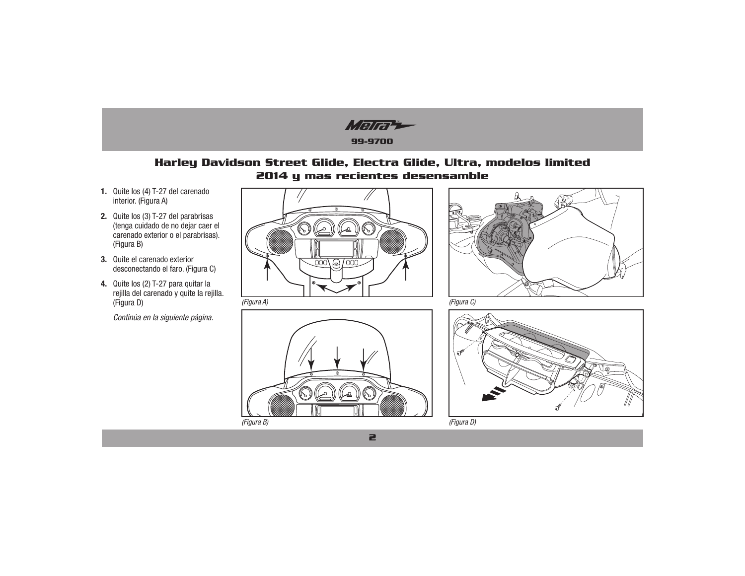## Harley Davidson Street Glide, Electra Glide, Ultra, modelos limited 2014 y mas recientes desensamble

1. Quite los (4) T-27 del carenado interior. (Figura A)
2. Quite los (3) T-27 del parabrisas (tenga cuidado de no dejar caer el carenado exterior o el parabrisas). (Figura B)
3. Quite el carenado exterior desconectando el faro. (Figura C)
4. Quite los (2) T-27 para quitar la rejilla del carenado y quite la rejilla. (Figura D)

*Continúa en la siguiente página.*

*(Figura A)*

*(Figura B)*

*(Figura C)*

*(Figura D)*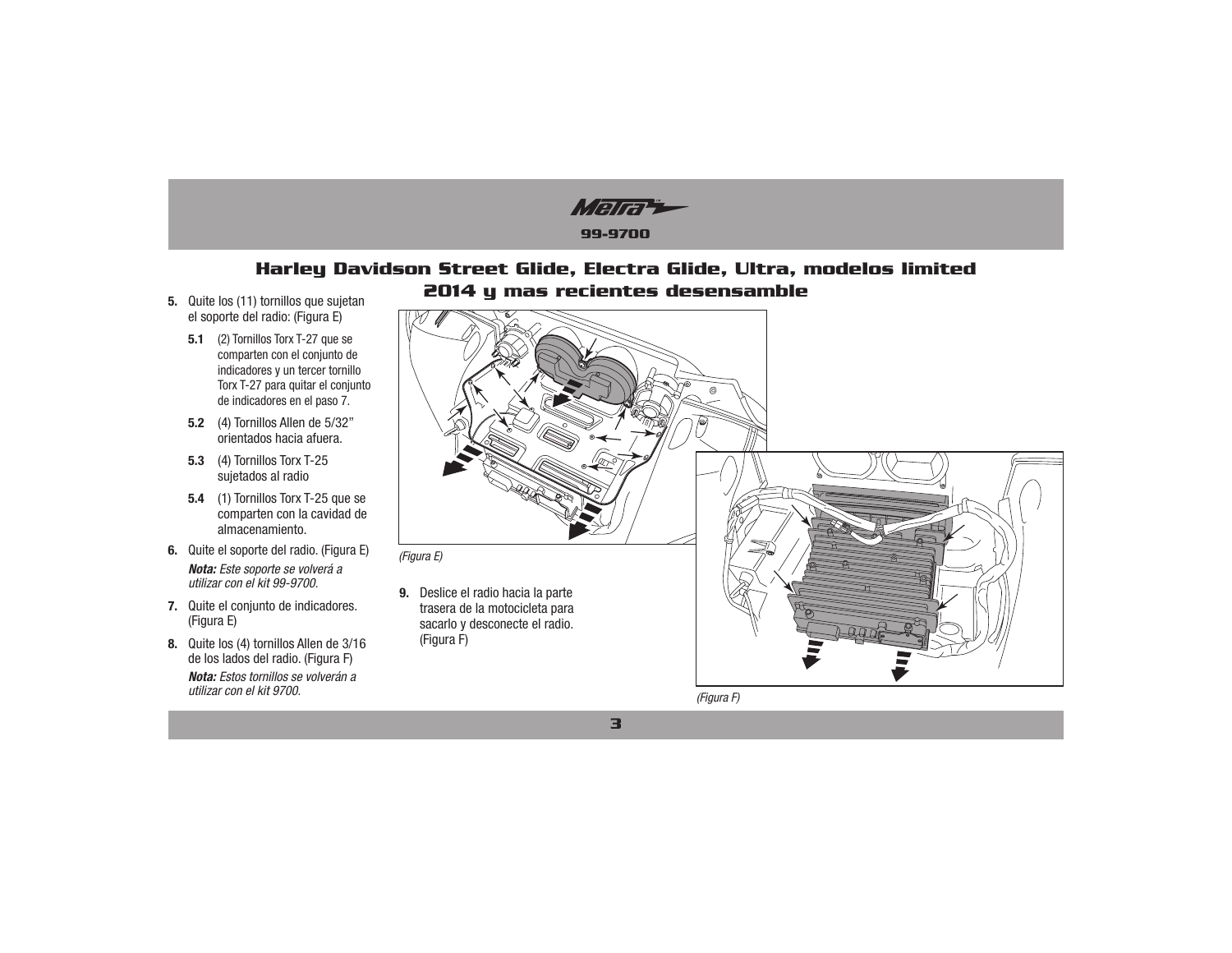# Harley Davidson Street Glide, Electra Glide, Ultra, modelos limited 2014 y mas recientes desensamble

5. Quite los (11) tornillos que sujetan el soporte del radio: (Figura E)

   **5.1** (2) Tornillos Torx T-27 que se comparten con el conjunto de indicadores y un tercer tornillo Torx T-27 para quitar el conjunto de indicadores en el paso 7.

   **5.2** (4) Tornillos Allen de 5/32" orientados hacia afuera.

   **5.3** (4) Tornillos Torx T-25 sujetados al radio

   **5.4** (1) Tornillos Torx T-25 que se comparten con la cavidad de almacenamiento.

6. Quite el soporte del radio. (Figura E)

   ***Nota:*** *Este soporte se volverá a utilizar con el kit 99-9700.*

7. Quite el conjunto de indicadores. (Figura E)

8. Quite los (4) tornillos Allen de 3/16 de los lados del radio. (Figura F)

   ***Nota:*** *Estos tornillos se volverán a utilizar con el kit 9700.*

*(Figura E)*

9. Deslice el radio hacia la parte trasera de la motocicleta para sacarlo y desconecte el radio. (Figura F)

*(Figura F)*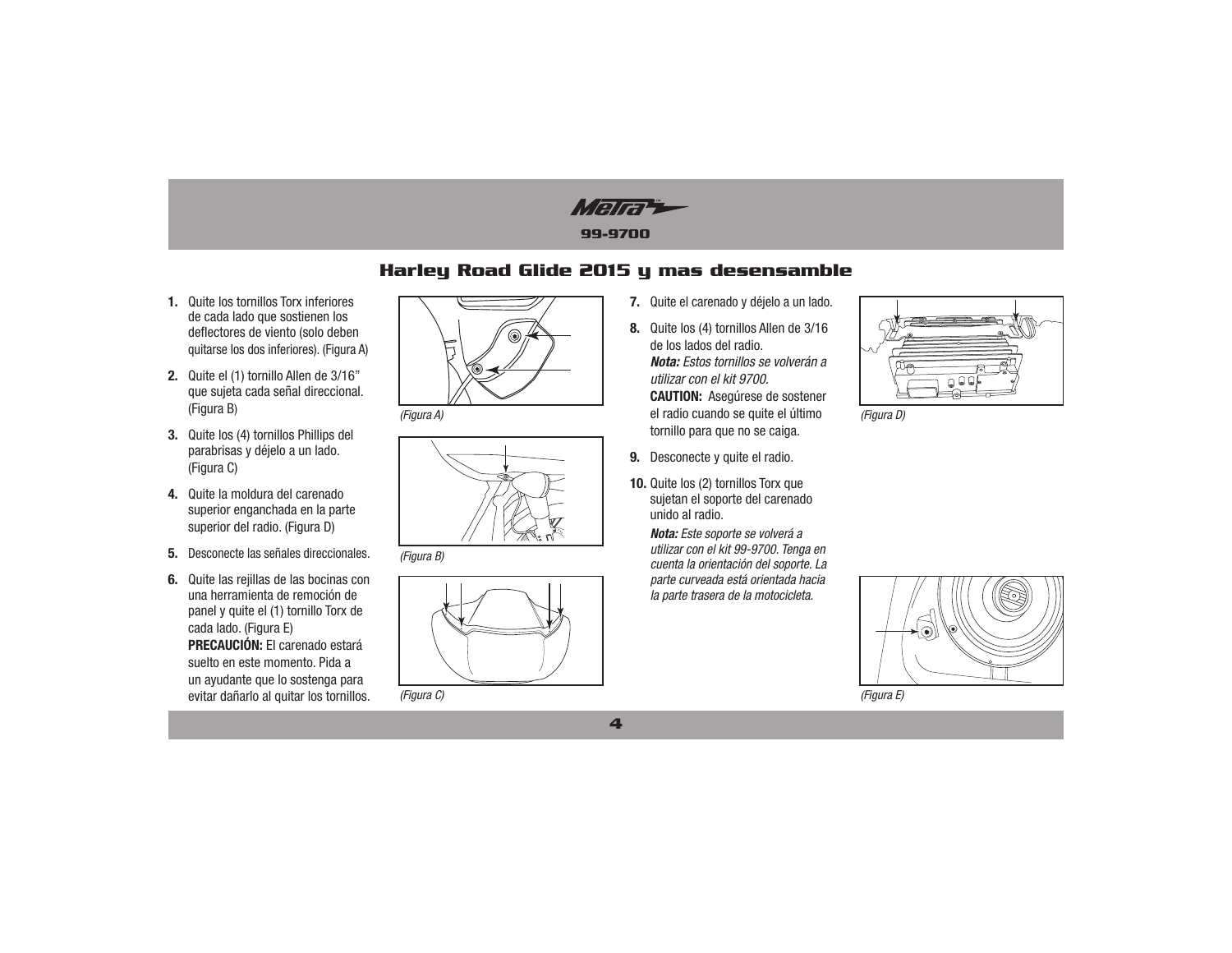# Harley Road Glide 2015 y mas desensamble

1. Quite los tornillos Torx inferiores de cada lado que sostienen los deflectores de viento (solo deben quitarse los dos inferiores). (Figura A)

2. Quite el (1) tornillo Allen de 3/16" que sujeta cada señal direccional. (Figura B)

3. Quite los (4) tornillos Phillips del parabrisas y déjelo a un lado. (Figura C)

4. Quite la moldura del carenado superior enganchada en la parte superior del radio. (Figura D)

5. Desconecte las señales direccionales.

6. Quite las rejillas de las bocinas con una herramienta de remoción de panel y quite el (1) tornillo Torx de cada lado. (Figura E)
   **PRECAUCIÓN:** El carenado estará suelto en este momento. Pida a un ayudante que lo sostenga para evitar dañarlo al quitar los tornillos.

*(Figura A)*

*(Figura B)*

*(Figura C)*

7. Quite el carenado y déjelo a un lado.

8. Quite los (4) tornillos Allen de 3/16 de los lados del radio.
   ***Nota:*** *Estos tornillos se volverán a utilizar con el kit 9700.*
   **CAUTION:** Asegúrese de sostener el radio cuando se quite el último tornillo para que no se caiga.

9. Desconecte y quite el radio.

10. Quite los (2) tornillos Torx que sujetan el soporte del carenado unido al radio.
    ***Nota:*** *Este soporte se volverá a utilizar con el kit 99-9700. Tenga en cuenta la orientación del soporte. La parte curveada está orientada hacia la parte trasera de la motocicleta.*

*(Figura D)*

*(Figura E)*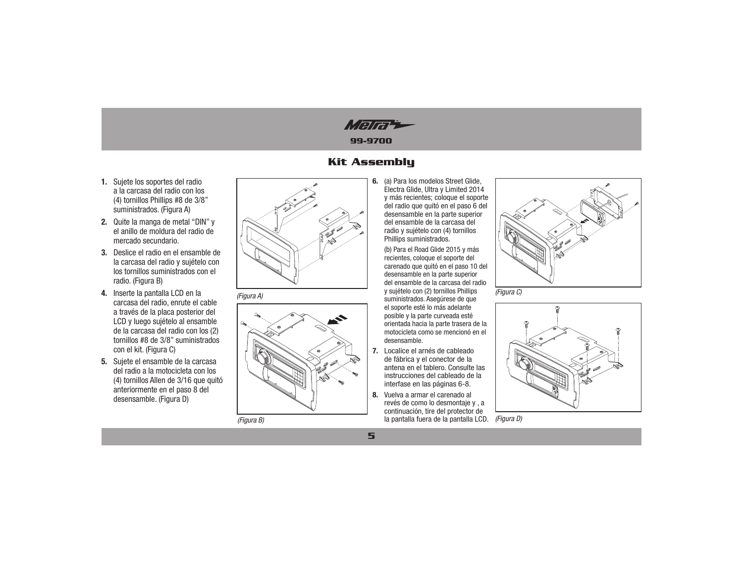# Kit Assembly

1. Sujete los soportes del radio a la carcasa del radio con los (4) tornillos Phillips #8 de 3/8" suministrados. (Figura A)
2. Quite la manga de metal "DIN" y el anillo de moldura del radio de mercado secundario.
3. Deslice el radio en el ensamble de la carcasa del radio y sujételo con los tornillos suministrados con el radio. (Figura B)
4. Inserte la pantalla LCD en la carcasa del radio, enrute el cable a través de la placa posterior del LCD y luego sujételo al ensamble de la carcasa del radio con los (2) tornillos #8 de 3/8" suministrados con el kit. (Figura C)
5. Sujete el ensamble de la carcasa del radio a la motocicleta con los (4) tornillos Allen de 3/16 que quitó anteriormente en el paso 8 del desensamble. (Figura D)

*(Figura A)*

*(Figura B)*

6. (a) Para los modelos Street Glide, Electra Glide, Ultra y Limited 2014 y más recientes; coloque el soporte del radio que quitó en el paso 6 del desensamble en la parte superior del ensamble de la carcasa del radio y sujételo con (4) tornillos Phillips suministrados.

   (b) Para el Road Glide 2015 y más recientes, coloque el soporte del carenado que quitó en el paso 10 del desensamble en la parte superior del ensamble de la carcasa del radio y sujételo con (2) tornillos Phillips suministrados. Asegúrese de que el soporte esté lo más adelante posible y la parte curveada esté orientada hacia la parte trasera de la motocicleta como se mencionó en el desensamble.
7. Localice el arnés de cableado de fábrica y el conector de la antena en el tablero. Consulte las instrucciones del cableado de la interfase en las páginas 6-8.
8. Vuelva a armar el carenado al revés de como lo desmontaje y , a continuación, tire del protector de la pantalla fuera de la pantalla LCD.

*(Figura C)*

*(Figura D)*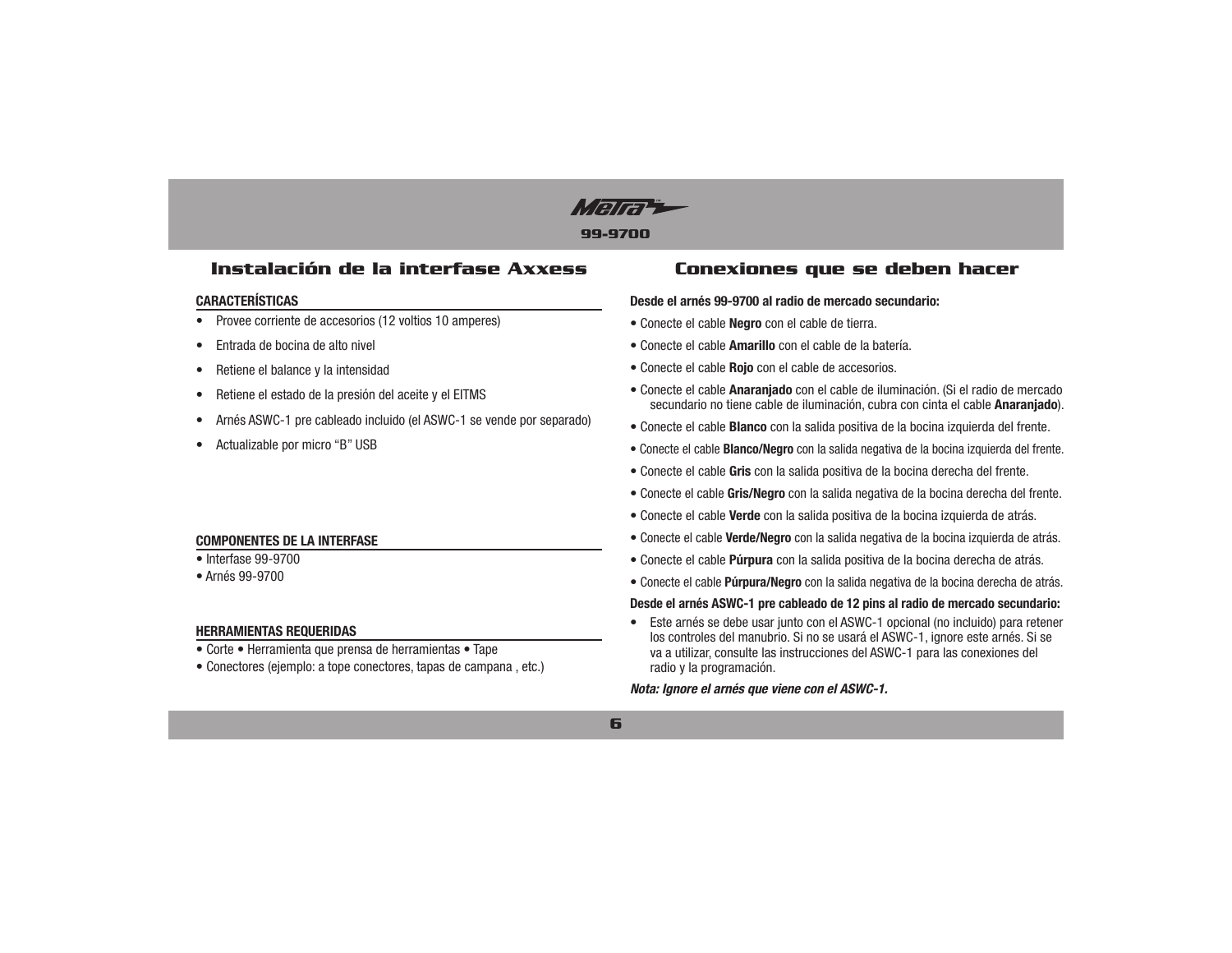# Instalación de la interfase Axxess

### CARACTERÍSTICAS

- Provee corriente de accesorios (12 voltios 10 amperes)
- Entrada de bocina de alto nivel
- Retiene el balance y la intensidad
- Retiene el estado de la presión del aceite y el EITMS
- Arnés ASWC-1 pre cableado incluido (el ASWC-1 se vende por separado)
- Actualizable por micro "B" USB

### COMPONENTES DE LA INTERFASE

- Interfase 99-9700
- Arnés 99-9700

### HERRAMIENTAS REQUERIDAS

- Corte • Herramienta que prensa de herramientas • Tape
- Conectores (ejemplo: a tope conectores, tapas de campana , etc.)

# Conexiones que se deben hacer

**Desde el arnés 99-9700 al radio de mercado secundario:**

- Conecte el cable **Negro** con el cable de tierra.
- Conecte el cable **Amarillo** con el cable de la batería.
- Conecte el cable **Rojo** con el cable de accesorios.
- Conecte el cable **Anaranjado** con el cable de iluminación. (Si el radio de mercado secundario no tiene cable de iluminación, cubra con cinta el cable **Anaranjado**).
- Conecte el cable **Blanco** con la salida positiva de la bocina izquierda del frente.
- Conecte el cable **Blanco/Negro** con la salida negativa de la bocina izquierda del frente.
- Conecte el cable **Gris** con la salida positiva de la bocina derecha del frente.
- Conecte el cable **Gris/Negro** con la salida negativa de la bocina derecha del frente.
- Conecte el cable **Verde** con la salida positiva de la bocina izquierda de atrás.
- Conecte el cable **Verde/Negro** con la salida negativa de la bocina izquierda de atrás.
- Conecte el cable **Púrpura** con la salida positiva de la bocina derecha de atrás.
- Conecte el cable **Púrpura/Negro** con la salida negativa de la bocina derecha de atrás.

**Desde el arnés ASWC-1 pre cableado de 12 pins al radio de mercado secundario:**

- Este arnés se debe usar junto con el ASWC-1 opcional (no incluido) para retener los controles del manubrio. Si no se usará el ASWC-1, ignore este arnés. Si se va a utilizar, consulte las instrucciones del ASWC-1 para las conexiones del radio y la programación.

***Nota: Ignore el arnés que viene con el ASWC-1.***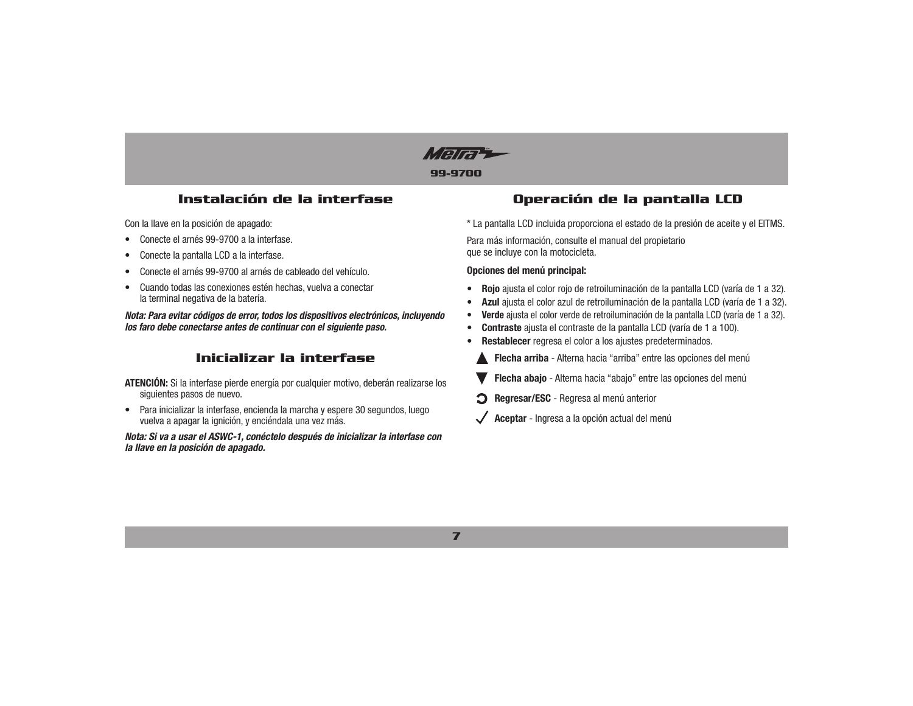## Instalación de la interfase

Con la llave en la posición de apagado:

- Conecte el arnés 99-9700 a la interfase.
- Conecte la pantalla LCD a la interfase.
- Conecte el arnés 99-9700 al arnés de cableado del vehículo.
- Cuando todas las conexiones estén hechas, vuelva a conectar la terminal negativa de la batería.

***Nota: Para evitar códigos de error, todos los dispositivos electrónicos, incluyendo los faro debe conectarse antes de continuar con el siguiente paso.***

## Inicializar la interfase

**ATENCIÓN:** Si la interfase pierde energía por cualquier motivo, deberán realizarse los siguientes pasos de nuevo.

- Para inicializar la interfase, encienda la marcha y espere 30 segundos, luego vuelva a apagar la ignición, y enciéndala una vez más.

***Nota: Si va a usar el ASWC-1, conéctelo después de inicializar la interfase con la llave en la posición de apagado.***

## Operación de la pantalla LCD

* La pantalla LCD incluida proporciona el estado de la presión de aceite y el EITMS.

Para más información, consulte el manual del propietario que se incluye con la motocicleta.

**Opciones del menú principal:**

- **Rojo** ajusta el color rojo de retroiluminación de la pantalla LCD (varía de 1 a 32).
- **Azul** ajusta el color azul de retroiluminación de la pantalla LCD (varía de 1 a 32).
- **Verde** ajusta el color verde de retroiluminación de la pantalla LCD (varía de 1 a 32).
- **Contraste** ajusta el contraste de la pantalla LCD (varía de 1 a 100).
- **Restablecer** regresa el color a los ajustes predeterminados.

▲ **Flecha arriba** - Alterna hacia "arriba" entre las opciones del menú

▼ **Flecha abajo** - Alterna hacia "abajo" entre las opciones del menú

↻ **Regresar/ESC** - Regresa al menú anterior

✓ **Aceptar** - Ingresa a la opción actual del menú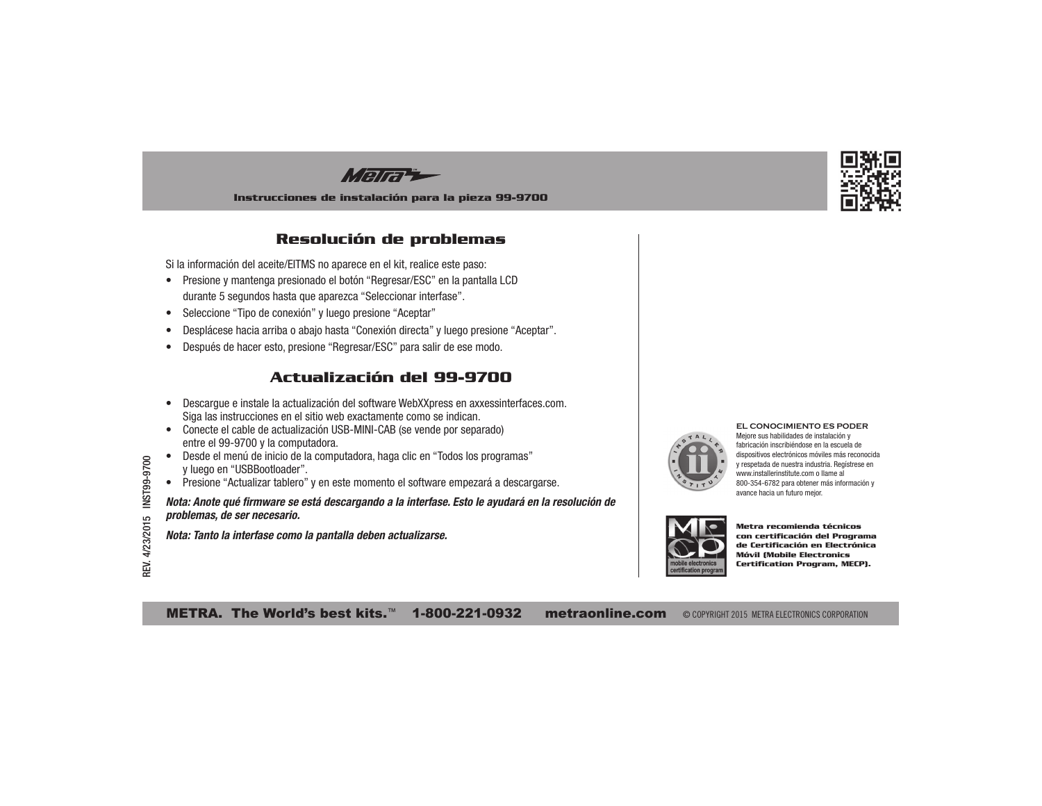Instrucciones de instalación para la pieza 99-9700

## Resolución de problemas

Si la información del aceite/EITMS no aparece en el kit, realice este paso:

- Presione y mantenga presionado el botón "Regresar/ESC" en la pantalla LCD durante 5 segundos hasta que aparezca "Seleccionar interfase".
- Seleccione "Tipo de conexión" y luego presione "Aceptar"
- Desplácese hacia arriba o abajo hasta "Conexión directa" y luego presione "Aceptar".
- Después de hacer esto, presione "Regresar/ESC" para salir de ese modo.

## Actualización del 99-9700

- Descargue e instale la actualización del software WebXXpress en axxessinterfaces.com. Siga las instrucciones en el sitio web exactamente como se indican.
- Conecte el cable de actualización USB-MINI-CAB (se vende por separado) entre el 99-9700 y la computadora.
- Desde el menú de inicio de la computadora, haga clic en "Todos los programas" y luego en "USBBootloader".
- Presione "Actualizar tablero" y en este momento el software empezará a descargarse.

***Nota: Anote qué firmware se está descargando a la interfase. Esto le ayudará en la resolución de problemas, de ser necesario.***

***Nota: Tanto la interfase como la pantalla deben actualizarse.***

REV. 4/23/2015 INST99-9700

**EL CONOCIMIENTO ES PODER**
Mejore sus habilidades de instalación y fabricación inscribiéndose en la escuela de dispositivos electrónicos móviles más reconocida y respetada de nuestra industria. Regístrese en www.installerinstitute.com o llame al 800-354-6782 para obtener más información y avance hacia un futuro mejor.

**Metra recomienda técnicos con certificación del Programa de Certificación en Electrónica Móvil (Mobile Electronics Certification Program, MECP).**

**METRA. The World's best kits.™ 1-800-221-0932 metraonline.com** © COPYRIGHT 2015 METRA ELECTRONICS CORPORATION